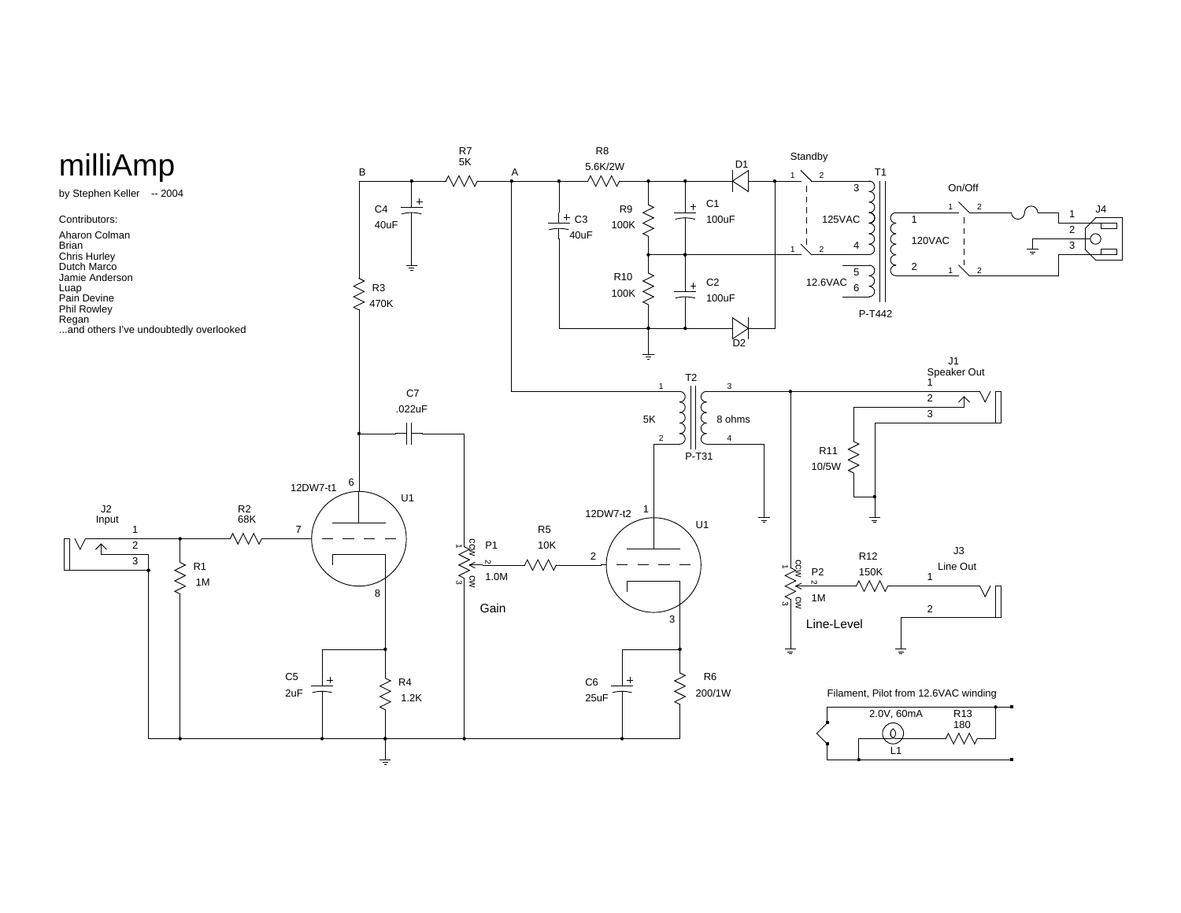# milliAmp

by Stephen Keller -- 2004

Contributors:

Aharon Colman
Brian
Chris Hurley
Dutch Marco
Jamie Anderson
Luap
Pain Devine
Phil Rowley
Regan
...and others I've undoubtedly overlooked

R7 5K
R8 5.6K/2W
D1
Standby
T1
On/Off
J4
B
A
C4 40uF
C3 40uF
R9 100K
C1 100uF
125VAC
120VAC
R10 100K
C2 100uF
12.6VAC
D2
P-T442
R3 470K
J1 Speaker Out
T2
C7 .022uF
5K
8 ohms
P-T31
R11 10/5W
12DW7-t1
U1
J2 Input
R2 68K
12DW7-t2
U1
R5 10K
P1 1.0M
Gain
R1 1M
P2 1M
R12 150K
J3 Line Out
Line-Level
C5 2uF
R4 1.2K
C6 25uF
R6 200/1W

Filament, Pilot from 12.6VAC winding

2.0V, 60mA
L1
R13 180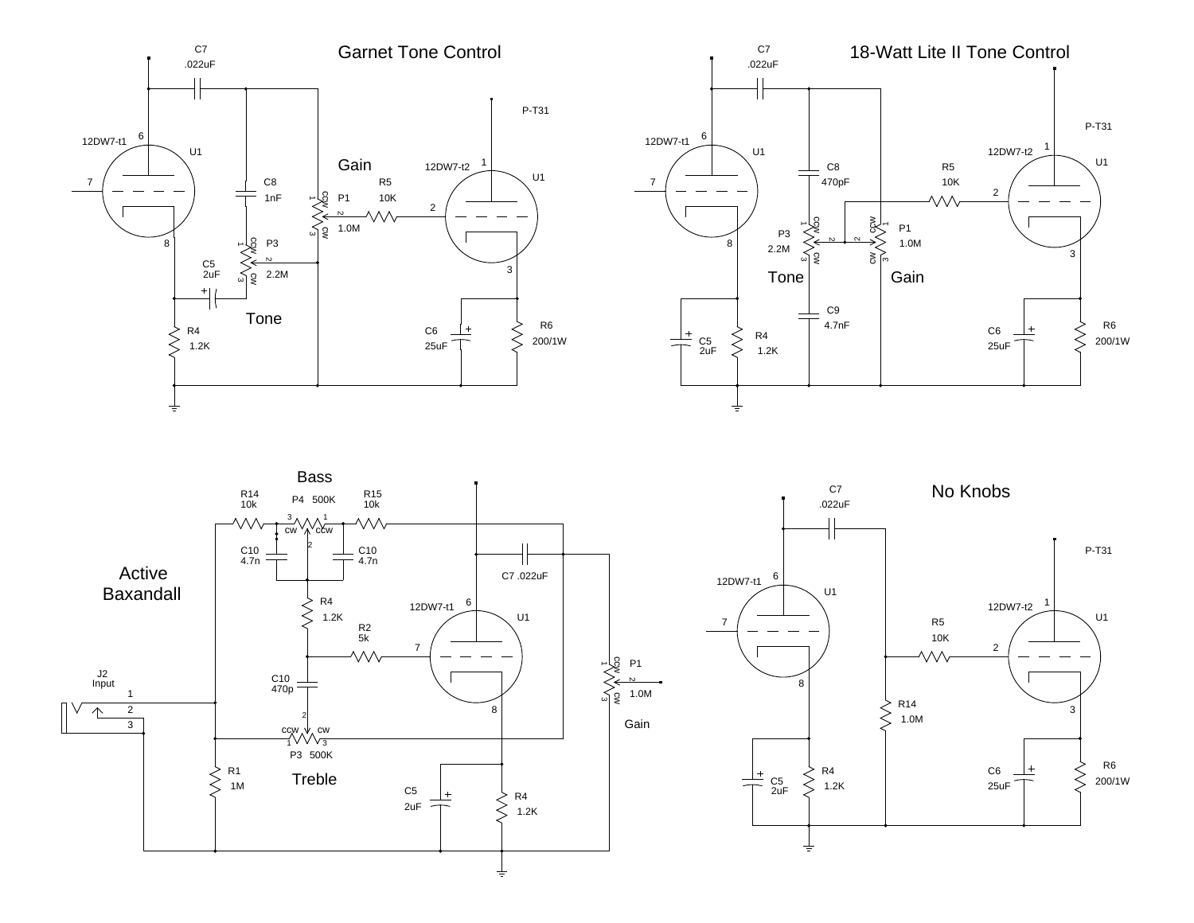## Garnet Tone Control

C7 .022uF

12DW7-t1 U1 6 7 8

C8 1nF

P3 2.2M CCW 1 2 3 CW

C5 2uF

Tone

R4 1.2K

Gain

P1 1.0M CCW 1 2 3 CW

R5 10K

12DW7-t2 U1 1 2 3

P-T31

C6 25uF

R6 200/1W

## 18-Watt Lite II Tone Control

C7 .022uF

12DW7-t1 U1 6 7 8

C8 470pF

P3 2.2M CCW 1 2 3 CW

Tone

C9 4.7nF

C5 2uF

R4 1.2K

P1 1.0M CCW 1 2 3 CW

Gain

R5 10K

12DW7-t2 U1 1 2 3

P-T31

C6 25uF

R6 200/1W

## Active Baxandall

Bass

R14 10k

P4 500K CW CCW 3 2 1

R15 10k

C10 4.7n

C10 4.7n

C7 .022uF

R4 1.2K

R2 5k

12DW7-t1 U1 6 7 8

C10 470p

J2 Input 1 2 3

R1 1M

P3 500K CCW CW 1 2 3

Treble

C5 2uF

R4 1.2K

P1 1.0M CCW 1 2 3 CW

Gain

## No Knobs

C7 .022uF

12DW7-t1 U1 6 7 8

C5 2uF

R4 1.2K

R14 1.0M

R5 10K

12DW7-t2 U1 1 2 3

P-T31

C6 25uF

R6 200/1W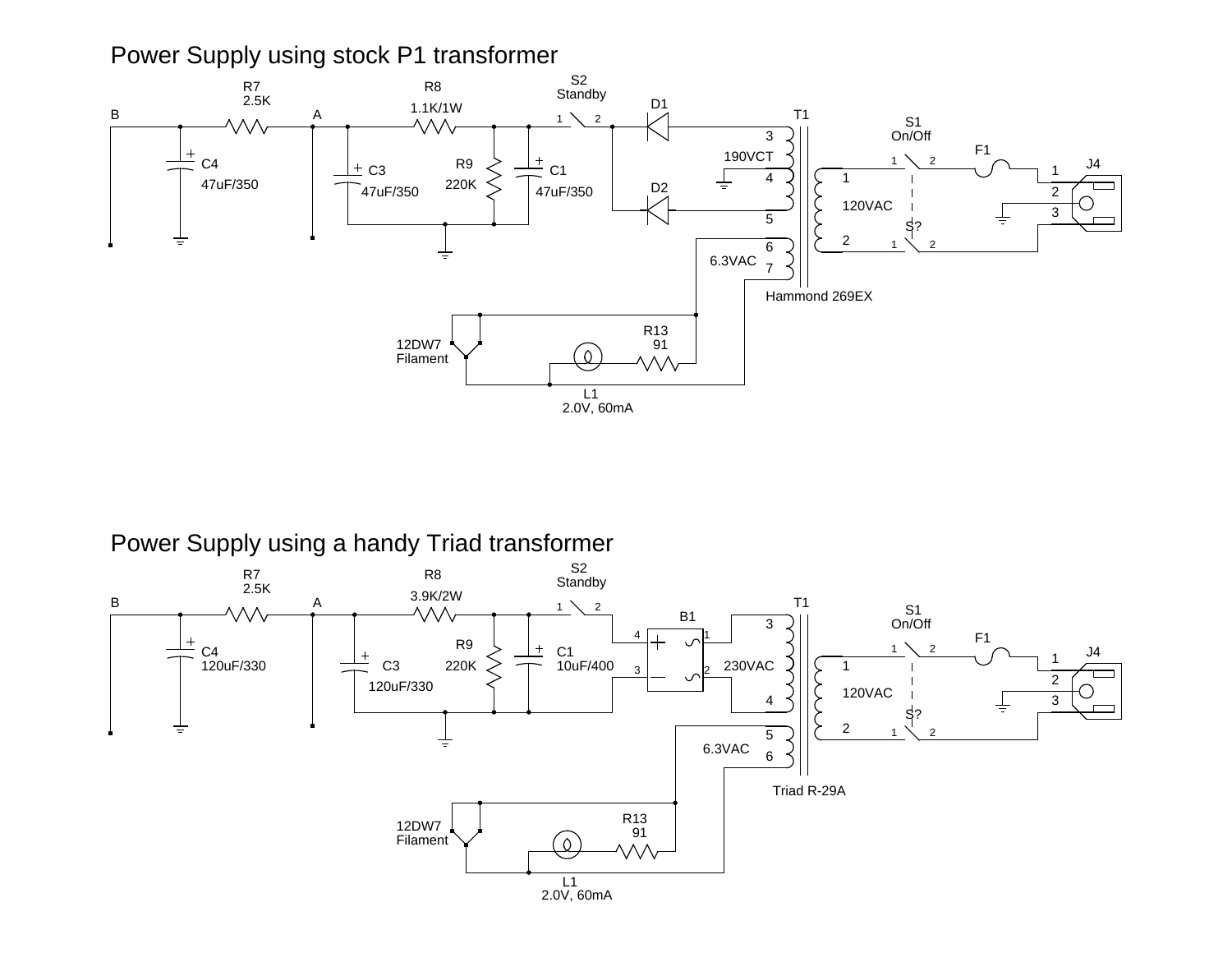## Power Supply using stock P1 transformer

B
R7
2.5K
A
R8
1.1K/1W
S2
Standby
1 2
D1
T1
3
190VCT
4
D2
5
6
6.3VAC
7
Hammond 269EX
C4
47uF/350
C3
47uF/350
R9
220K
C1
47uF/350
S1
On/Off
1 2
F1
J4
1
2
3
1
120VAC
2
S?
1 2
12DW7
Filament
R13
91
L1
2.0V, 60mA

## Power Supply using a handy Triad transformer

B
R7
2.5K
A
R8
3.9K/2W
S2
Standby
1 2
B1
4 1
3 2
T1
3
230VAC
4
5
6.3VAC
6
Triad R-29A
C4
120uF/330
C3
120uF/330
R9
220K
C1
10uF/400
S1
On/Off
1 2
F1
J4
1
2
3
1
120VAC
2
S?
1 2
12DW7
Filament
R13
91
L1
2.0V, 60mA